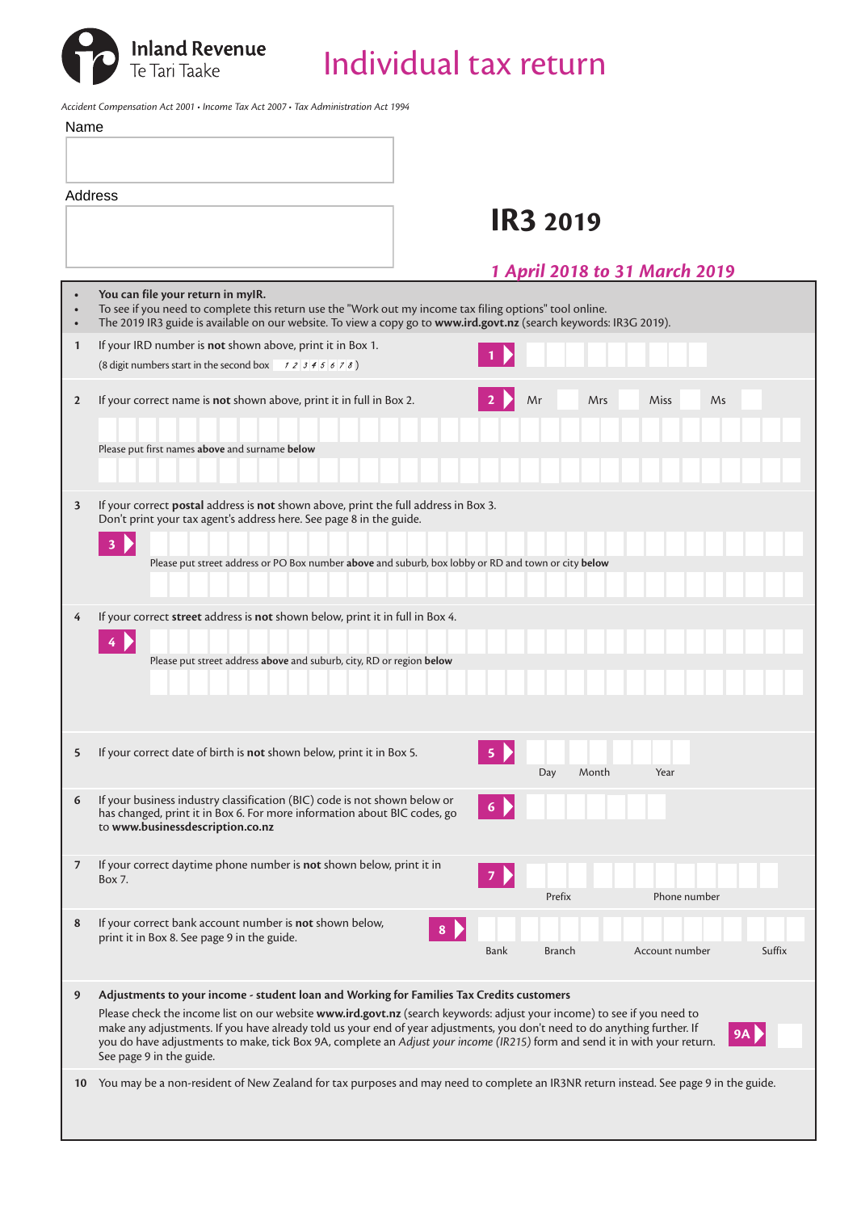Inland Revenue
Te Tari Taake

# Individual tax return

*Accident Compensation Act 2001 • Income Tax Act 2007 • Tax Administration Act 1994*

Name

Address

## IR3 2019

***1 April 2018 to 31 March 2019***

- **You can file your return in myIR.**
- To see if you need to complete this return use the "Work out my income tax filing options" tool online.
- The 2019 IR3 guide is available on our website. To view a copy go to **www.ird.govt.nz** (search keywords: IR3G 2019).

**1** If your IRD number is **not** shown above, print it in Box 1.
(8 digit numbers start in the second box *1 2 3 4 5 6 7 8*)

**1**

**2** If your correct name is **not** shown above, print it in full in Box 2.

**2** Mr Mrs Miss Ms

Please put first names **above** and surname **below**

**3** If your correct **postal** address is **not** shown above, print the full address in Box 3.
Don't print your tax agent's address here. See page 8 in the guide.

**3**

Please put street address or PO Box number **above** and suburb, box lobby or RD and town or city **below**

**4** If your correct **street** address is **not** shown below, print it in full in Box 4.

**4**

Please put street address **above** and suburb, city, RD or region **below**

**5** If your correct date of birth is **not** shown below, print it in Box 5.

**5** Day Month Year

**6** If your business industry classification (BIC) code is not shown below or has changed, print it in Box 6. For more information about BIC codes, go to **www.businessdescription.co.nz**

**6**

**7** If your correct daytime phone number is **not** shown below, print it in Box 7.

**7** Prefix Phone number

**8** If your correct bank account number is **not** shown below, print it in Box 8. See page 9 in the guide.

**8** Bank Branch Account number Suffix

**9** **Adjustments to your income - student loan and Working for Families Tax Credits customers**

Please check the income list on our website **www.ird.govt.nz** (search keywords: adjust your income) to see if you need to make any adjustments. If you have already told us your end of year adjustments, you don't need to do anything further. If you do have adjustments to make, tick Box 9A, complete an *Adjust your income (IR215)* form and send it in with your return. See page 9 in the guide.

**9A**

**10** You may be a non-resident of New Zealand for tax purposes and may need to complete an IR3NR return instead. See page 9 in the guide.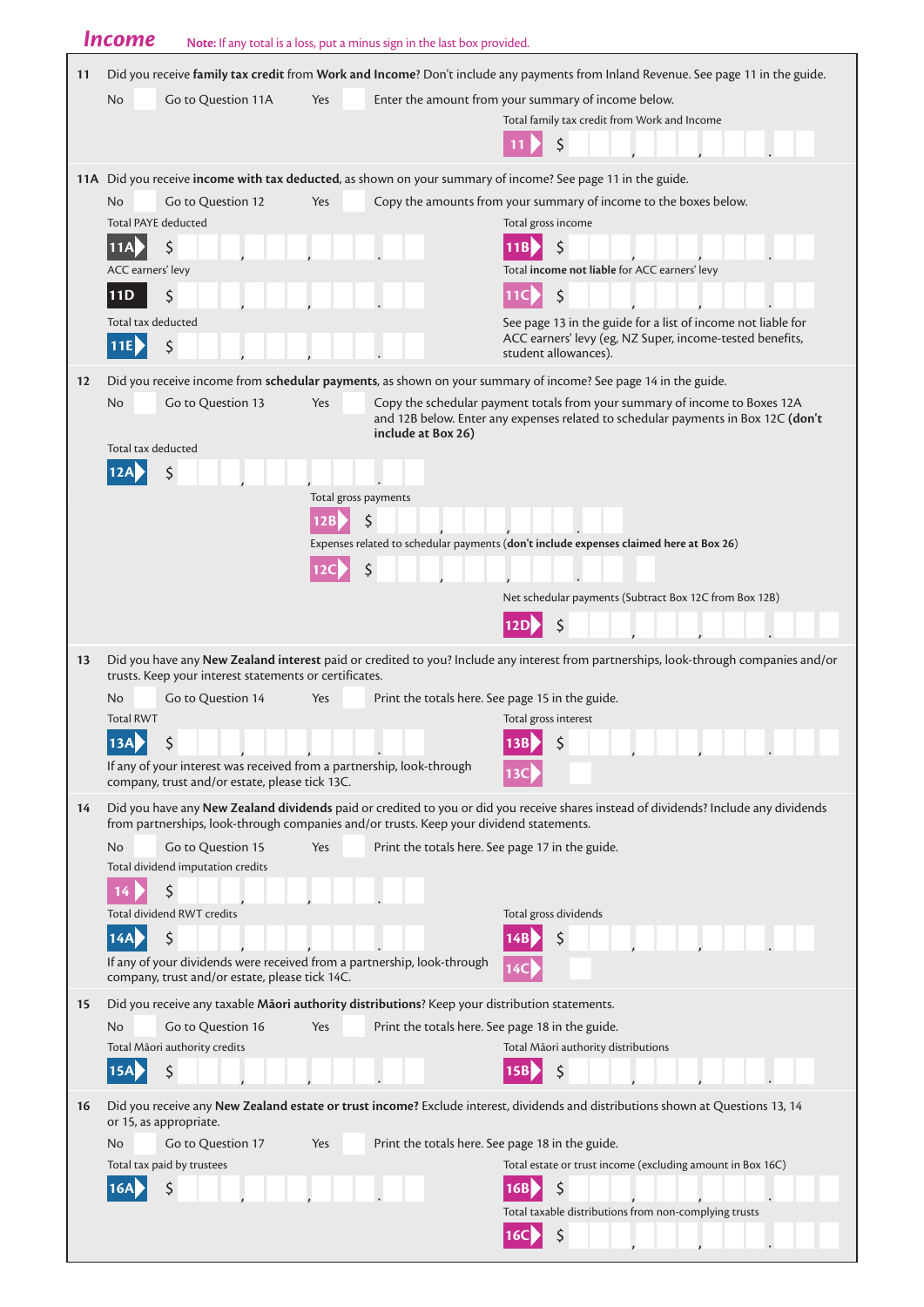## Income

**Note:** If any total is a loss, put a minus sign in the last box provided.

**11** Did you receive **family tax credit** from **Work and Income**? Don't include any payments from Inland Revenue. See page 11 in the guide.

No ☐ Go to Question 11A    Yes ☐ Enter the amount from your summary of income below.

Total family tax credit from Work and Income

**11** $ ___ , ___ , ___ . ___

**11A** Did you receive **income with tax deducted**, as shown on your summary of income? See page 11 in the guide.

No ☐ Go to Question 12    Yes ☐ Copy the amounts from your summary of income to the boxes below.

Total PAYE deducted

**11A** $ ___ , ___ , ___ . ___

Total gross income

**11B** $ ___ , ___ , ___ . ___

ACC earners' levy

**11D** $ ___ , ___ , ___ . ___

Total **income not liable** for ACC earners' levy

**11C** $ ___ , ___ , ___ . ___

Total tax deducted

**11E** $ ___ , ___ , ___ . ___

See page 13 in the guide for a list of income not liable for ACC earners' levy (eg, NZ Super, income-tested benefits, student allowances).

**12** Did you receive income from **schedular payments**, as shown on your summary of income? See page 14 in the guide.

No ☐ Go to Question 13    Yes ☐ Copy the schedular payment totals from your summary of income to Boxes 12A and 12B below. Enter any expenses related to schedular payments in Box 12C **(don't include at Box 26)**

Total tax deducted

**12A** $ ___ , ___ , ___ . ___

Total gross payments

**12B** $ ___ , ___ , ___ . ___

Expenses related to schedular payments (**don't include expenses claimed here at Box 26**)

**12C** $ ___ , ___ , ___ . ___

Net schedular payments (Subtract Box 12C from Box 12B)

**12D** $ ___ , ___ , ___ . ___

**13** Did you have any **New Zealand interest** paid or credited to you? Include any interest from partnerships, look-through companies and/or trusts. Keep your interest statements or certificates.

No ☐ Go to Question 14    Yes ☐ Print the totals here. See page 15 in the guide.

Total RWT

**13A** $ ___ , ___ , ___ . ___

Total gross interest

**13B** $ ___ , ___ , ___ . ___

If any of your interest was received from a partnership, look-through company, trust and/or estate, please tick 13C.

**13C** ☐

**14** Did you have any **New Zealand dividends** paid or credited to you or did you receive shares instead of dividends? Include any dividends from partnerships, look-through companies and/or trusts. Keep your dividend statements.

No ☐ Go to Question 15    Yes ☐ Print the totals here. See page 17 in the guide.

Total dividend imputation credits

**14** $ ___ , ___ , ___ . ___

Total dividend RWT credits

**14A** $ ___ , ___ , ___ . ___

Total gross dividends

**14B** $ ___ , ___ , ___ . ___

If any of your dividends were received from a partnership, look-through company, trust and/or estate, please tick 14C.

**14C** ☐

**15** Did you receive any taxable **Māori authority distributions**? Keep your distribution statements.

No ☐ Go to Question 16    Yes ☐ Print the totals here. See page 18 in the guide.

Total Māori authority credits

**15A** $ ___ , ___ , ___ . ___

Total Māori authority distributions

**15B** $ ___ , ___ , ___ . ___

**16** Did you receive any **New Zealand estate or trust income?** Exclude interest, dividends and distributions shown at Questions 13, 14 or 15, as appropriate.

No ☐ Go to Question 17    Yes ☐ Print the totals here. See page 18 in the guide.

Total tax paid by trustees

**16A** $ ___ , ___ , ___ . ___

Total estate or trust income (excluding amount in Box 16C)

**16B** $ ___ , ___ , ___ . ___

Total taxable distributions from non-complying trusts

**16C** $ ___ , ___ , ___ . ___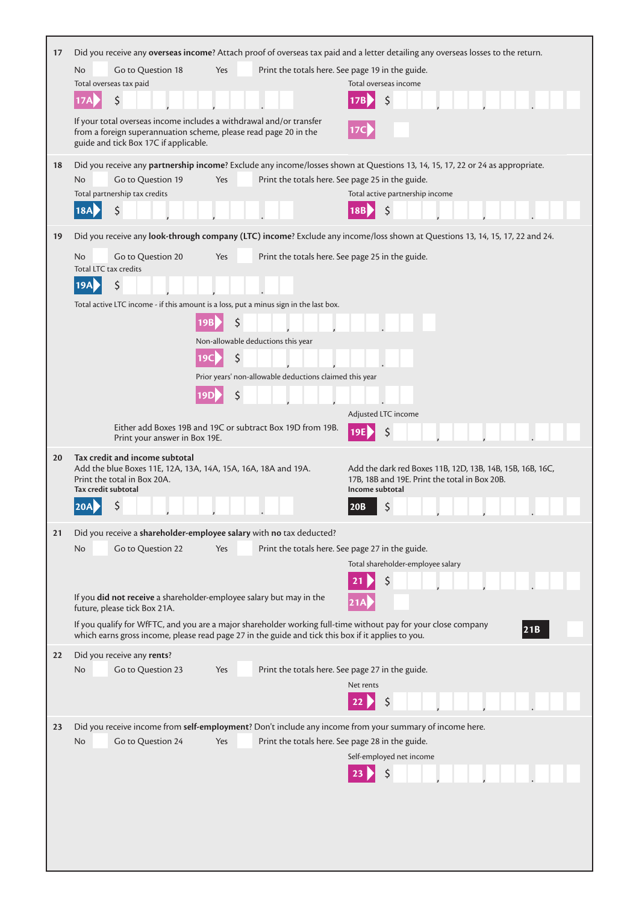**17** Did you receive any **overseas income**? Attach proof of overseas tax paid and a letter detailing any overseas losses to the return.

No ☐ Go to Question 18 Yes ☐ Print the totals here. See page 19 in the guide.

Total overseas tax paid

**17A** $ ___,___,___.__

Total overseas income

**17B** $ ___,___,___.__

If your total overseas income includes a withdrawal and/or transfer from a foreign superannuation scheme, please read page 20 in the guide and tick Box 17C if applicable.

**17C** ☐

**18** Did you receive any **partnership income**? Exclude any income/losses shown at Questions 13, 14, 15, 17, 22 or 24 as appropriate.

No ☐ Go to Question 19 Yes ☐ Print the totals here. See page 25 in the guide.

Total partnership tax credits

**18A** $ ___,___,___.__

Total active partnership income

**18B** $ ___,___,___.__

**19** Did you receive any **look-through company (LTC) income**? Exclude any income/loss shown at Questions 13, 14, 15, 17, 22 and 24.

No ☐ Go to Question 20 Yes ☐ Print the totals here. See page 25 in the guide.

Total LTC tax credits

**19A** $ ___,___,___.__

Total active LTC income - if this amount is a loss, put a minus sign in the last box.

**19B** $ ___,___,___.__ ☐

Non-allowable deductions this year

**19C** $ ___,___,___.__

Prior years' non-allowable deductions claimed this year

**19D** $ ___,___,___.__

Either add Boxes 19B and 19C or subtract Box 19D from 19B. Print your answer in Box 19E.

Adjusted LTC income

**19E** $ ___,___,___.__

**20** **Tax credit and income subtotal**

Add the blue Boxes 11E, 12A, 13A, 14A, 15A, 16A, 18A and 19A. Print the total in Box 20A.

**Tax credit subtotal**

**20A** $ ___,___,___.__

Add the dark red Boxes 11B, 12D, 13B, 14B, 15B, 16B, 16C, 17B, 18B and 19E. Print the total in Box 20B.

**Income subtotal**

**20B** $ ___,___,___.__

**21** Did you receive a **shareholder-employee salary** with **no** tax deducted?

No ☐ Go to Question 22 Yes ☐ Print the totals here. See page 27 in the guide.

Total shareholder-employee salary

**21** $ ___,___,___.__

If you **did not receive** a shareholder-employee salary but may in the future, please tick Box 21A.

**21A** ☐

If you qualify for WfFTC, and you are a major shareholder working full-time without pay for your close company which earns gross income, please read page 27 in the guide and tick this box if it applies to you.

**21B** ☐

**22** Did you receive any **rents**?

No ☐ Go to Question 23 Yes ☐ Print the totals here. See page 27 in the guide.

Net rents

**22** $ ___,___,___.__

**23** Did you receive income from **self-employment**? Don't include any income from your summary of income here.

No ☐ Go to Question 24 Yes ☐ Print the totals here. See page 28 in the guide.

Self-employed net income

**23** $ ___,___,___.__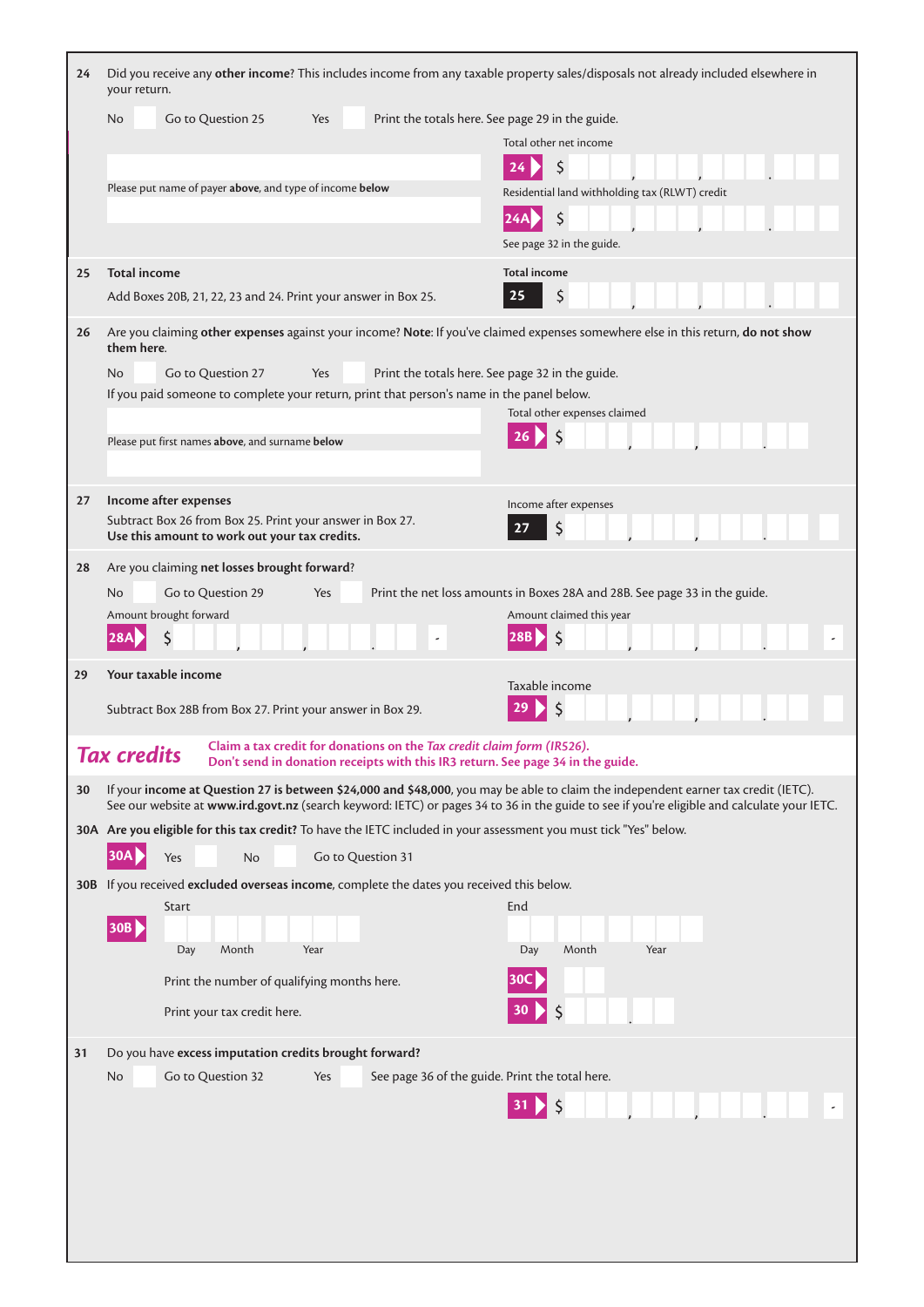**24** Did you receive any **other income**? This includes income from any taxable property sales/disposals not already included elsewhere in your return.

No ☐ Go to Question 25 Yes ☐ Print the totals here. See page 29 in the guide.

Please put name of payer **above**, and type of income **below**

Total other net income

**24** $ ,  ,  .

Residential land withholding tax (RLWT) credit

**24A** $ ,  ,  .

See page 32 in the guide.

**25** **Total income**

Add Boxes 20B, 21, 22, 23 and 24. Print your answer in Box 25.

**Total income**

**25** $ ,  ,  .

**26** Are you claiming **other expenses** against your income? **Note**: If you've claimed expenses somewhere else in this return, **do not show them here**.

No ☐ Go to Question 27 Yes ☐ Print the totals here. See page 32 in the guide.

If you paid someone to complete your return, print that person's name in the panel below.

Please put first names **above**, and surname **below**

Total other expenses claimed

**26** $ ,  ,  .

**27** **Income after expenses**

Subtract Box 26 from Box 25. Print your answer in Box 27.
**Use this amount to work out your tax credits.**

Income after expenses

**27** $ ,  ,  .

**28** Are you claiming **net losses brought forward**?

No ☐ Go to Question 29 Yes ☐ Print the net loss amounts in Boxes 28A and 28B. See page 33 in the guide.

Amount brought forward

**28A** $ ,  ,  .  -

Amount claimed this year

**28B** $ ,  ,  .  -

**29** **Your taxable income**

Subtract Box 28B from Box 27. Print your answer in Box 29.

Taxable income

**29** $ ,  ,  .

## Tax credits

**Claim a tax credit for donations on the *Tax credit claim form (IR526)*.**
**Don't send in donation receipts with this IR3 return. See page 34 in the guide.**

**30** If your **income at Question 27 is between $24,000 and $48,000**, you may be able to claim the independent earner tax credit (IETC). See our website at **www.ird.govt.nz** (search keyword: IETC) or pages 34 to 36 in the guide to see if you're eligible and calculate your IETC.

**30A** **Are you eligible for this tax credit?** To have the IETC included in your assessment you must tick "Yes" below.

**30A** Yes ☐ No ☐ Go to Question 31

**30B** If you received **excluded overseas income**, complete the dates you received this below.

**30B** Start: Day Month Year End: Day Month Year

Print the number of qualifying months here. **30C**

Print your tax credit here. **30** $  .

**31** Do you have **excess imputation credits brought forward?**

No ☐ Go to Question 32 Yes ☐ See page 36 of the guide. Print the total here.

**31** $ ,  ,  .  -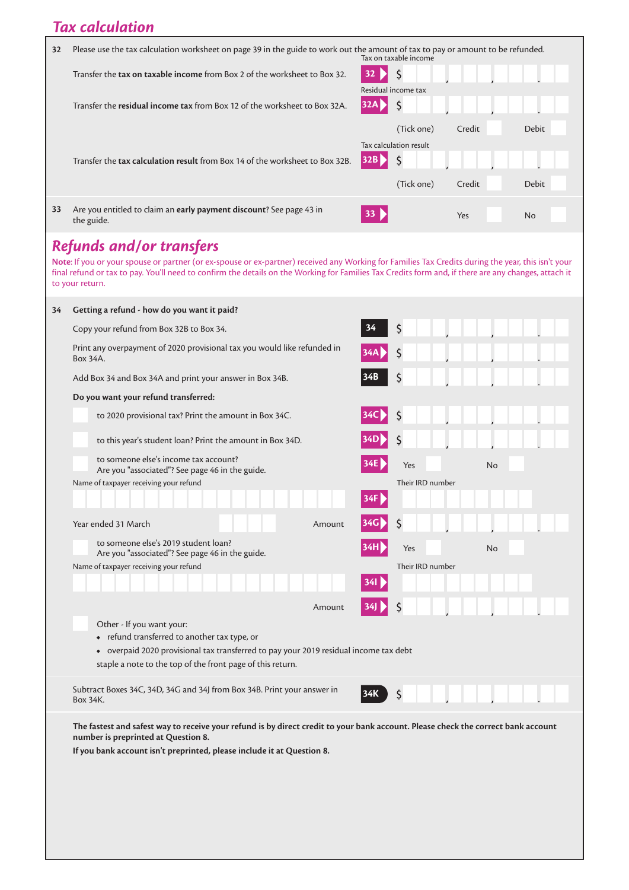## Tax calculation

**32** Please use the tax calculation worksheet on page 39 in the guide to work out the amount of tax to pay or amount to be refunded.

Transfer the **tax on taxable income** from Box 2 of the worksheet to Box 32.

Tax on taxable income **32** $ , , .

Transfer the **residual income tax** from Box 12 of the worksheet to Box 32A.

Residual income tax **32A** $ , , .

(Tick one) Credit ☐ Debit ☐

Transfer the **tax calculation result** from Box 14 of the worksheet to Box 32B.

Tax calculation result **32B** $ , , .

(Tick one) Credit ☐ Debit ☐

**33** Are you entitled to claim an **early payment discount**? See page 43 in the guide.

**33** Yes ☐ No ☐

## Refunds and/or transfers

**Note**: If you or your spouse or partner (or ex-spouse or ex-partner) received any Working for Families Tax Credits during the year, this isn't your final refund or tax to pay. You'll need to confirm the details on the Working for Families Tax Credits form and, if there are any changes, attach it to your return.

**34 Getting a refund - how do you want it paid?**

Copy your refund from Box 32B to Box 34. **34** $ , , .

Print any overpayment of 2020 provisional tax you would like refunded in Box 34A. **34A** $ , , .

Add Box 34 and Box 34A and print your answer in Box 34B. **34B** $ , , .

**Do you want your refund transferred:**

☐ to 2020 provisional tax? Print the amount in Box 34C. **34C** $ , , .

☐ to this year's student loan? Print the amount in Box 34D. **34D** $ , , .

☐ to someone else's income tax account? Are you "associated"? See page 46 in the guide. **34E** Yes ☐ No ☐

Name of taxpayer receiving your refund

Their IRD number **34F**

Year ended 31 March

Amount **34G** $ , , .

☐ to someone else's 2019 student loan? Are you "associated"? See page 46 in the guide. **34H** Yes ☐ No ☐

Name of taxpayer receiving your refund

Their IRD number **34I**

Amount **34J** $ , , .

☐ Other - If you want your:

- refund transferred to another tax type, or
- overpaid 2020 provisional tax transferred to pay your 2019 residual income tax debt

staple a note to the top of the front page of this return.

Subtract Boxes 34C, 34D, 34G and 34J from Box 34B. Print your answer in Box 34K. **34K** $ , , .

**The fastest and safest way to receive your refund is by direct credit to your bank account. Please check the correct bank account number is preprinted at Question 8.**

**If you bank account isn't preprinted, please include it at Question 8.**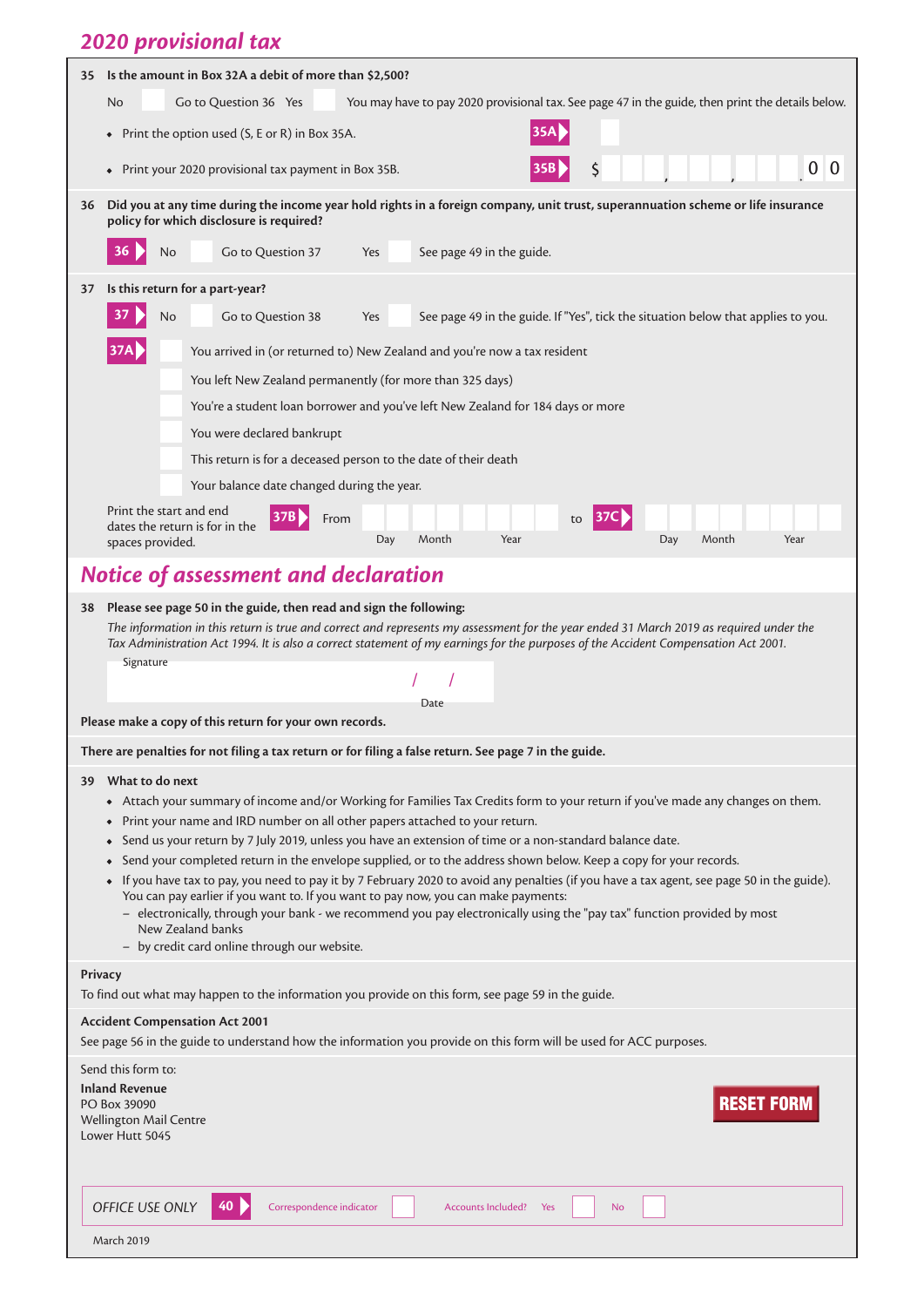## 2020 provisional tax

**35 Is the amount in Box 32A a debit of more than $2,500?**

No ☐ Go to Question 36 Yes ☐ You may have to pay 2020 provisional tax. See page 47 in the guide, then print the details below.

- Print the option used (S, E or R) in Box 35A. **35A** ☐
- Print your 2020 provisional tax payment in Box 35B. **35B** $ ___ , ___ , ___ . 0 0

**36 Did you at any time during the income year hold rights in a foreign company, unit trust, superannuation scheme or life insurance policy for which disclosure is required?**

**36** No ☐ Go to Question 37 Yes ☐ See page 49 in the guide.

**37 Is this return for a part-year?**

**37** No ☐ Go to Question 38 Yes ☐ See page 49 in the guide. If "Yes", tick the situation below that applies to you.

**37A**
- ☐ You arrived in (or returned to) New Zealand and you're now a tax resident
- ☐ You left New Zealand permanently (for more than 325 days)
- ☐ You're a student loan borrower and you've left New Zealand for 184 days or more
- ☐ You were declared bankrupt
- ☐ This return is for a deceased person to the date of their death
- ☐ Your balance date changed during the year.

Print the start and end dates the return is for in the spaces provided. **37B** From ___ Day ___ Month ___ Year to **37C** ___ Day ___ Month ___ Year

## Notice of assessment and declaration

**38 Please see page 50 in the guide, then read and sign the following:**

*The information in this return is true and correct and represents my assessment for the year ended 31 March 2019 as required under the Tax Administration Act 1994. It is also a correct statement of my earnings for the purposes of the Accident Compensation Act 2001.*

Signature ______________________ / / Date

**Please make a copy of this return for your own records.**

**There are penalties for not filing a tax return or for filing a false return. See page 7 in the guide.**

**39 What to do next**

- Attach your summary of income and/or Working for Families Tax Credits form to your return if you've made any changes on them.
- Print your name and IRD number on all other papers attached to your return.
- Send us your return by 7 July 2019, unless you have an extension of time or a non-standard balance date.
- Send your completed return in the envelope supplied, or to the address shown below. Keep a copy for your records.
- If you have tax to pay, you need to pay it by 7 February 2020 to avoid any penalties (if you have a tax agent, see page 50 in the guide). You can pay earlier if you want to. If you want to pay now, you can make payments:
  - electronically, through your bank - we recommend you pay electronically using the "pay tax" function provided by most New Zealand banks
  - by credit card online through our website.

**Privacy**

To find out what may happen to the information you provide on this form, see page 59 in the guide.

**Accident Compensation Act 2001**

See page 56 in the guide to understand how the information you provide on this form will be used for ACC purposes.

Send this form to:

**Inland Revenue**
PO Box 39090
Wellington Mail Centre
Lower Hutt 5045

RESET FORM

OFFICE USE ONLY **40** Correspondence indicator ☐ Accounts Included? Yes ☐ No ☐

March 2019